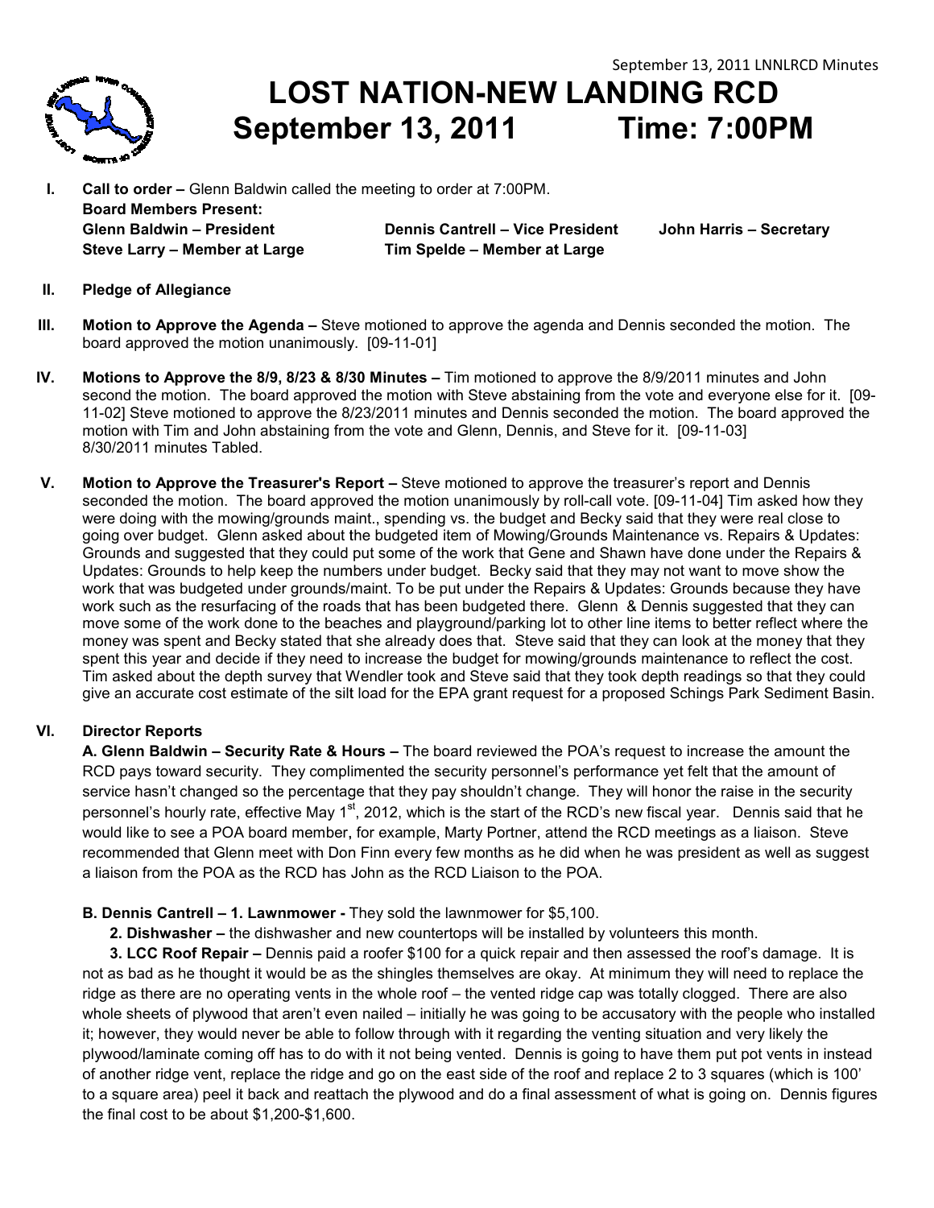# LOST NATION-NEW LANDING RCD

## September 13, 2011 Time: 7:00PM

**I. Call to order –** Glenn Baldwin called the meeting to order at 7:00PM.

**Board Members Present:**

**Glenn Baldwin – President** **Dennis Cantrell – Vice President** **John Harris – Secretary**

**Steve Larry – Member at Large** **Tim Spelde – Member at Large**

**II. Pledge of Allegiance**

**III. Motion to Approve the Agenda –** Steve motioned to approve the agenda and Dennis seconded the motion. The board approved the motion unanimously. [09-11-01]

**IV. Motions to Approve the 8/9, 8/23 & 8/30 Minutes –** Tim motioned to approve the 8/9/2011 minutes and John second the motion. The board approved the motion with Steve abstaining from the vote and everyone else for it. [09-11-02] Steve motioned to approve the 8/23/2011 minutes and Dennis seconded the motion. The board approved the motion with Tim and John abstaining from the vote and Glenn, Dennis, and Steve for it. [09-11-03] 8/30/2011 minutes Tabled.

**V. Motion to Approve the Treasurer's Report –** Steve motioned to approve the treasurer's report and Dennis seconded the motion. The board approved the motion unanimously by roll-call vote. [09-11-04] Tim asked how they were doing with the mowing/grounds maint., spending vs. the budget and Becky said that they were real close to going over budget. Glenn asked about the budgeted item of Mowing/Grounds Maintenance vs. Repairs & Updates: Grounds and suggested that they could put some of the work that Gene and Shawn have done under the Repairs & Updates: Grounds to help keep the numbers under budget. Becky said that they may not want to move show the work that was budgeted under grounds/maint. To be put under the Repairs & Updates: Grounds because they have work such as the resurfacing of the roads that has been budgeted there. Glenn & Dennis suggested that they can move some of the work done to the beaches and playground/parking lot to other line items to better reflect where the money was spent and Becky stated that she already does that. Steve said that they can look at the money that they spent this year and decide if they need to increase the budget for mowing/grounds maintenance to reflect the cost. Tim asked about the depth survey that Wendler took and Steve said that they took depth readings so that they could give an accurate cost estimate of the silt load for the EPA grant request for a proposed Schings Park Sediment Basin.

**VI. Director Reports**

**A. Glenn Baldwin – Security Rate & Hours –** The board reviewed the POA's request to increase the amount the RCD pays toward security. They complimented the security personnel's performance yet felt that the amount of service hasn't changed so the percentage that they pay shouldn't change. They will honor the raise in the security personnel's hourly rate, effective May 1st, 2012, which is the start of the RCD's new fiscal year. Dennis said that he would like to see a POA board member, for example, Marty Portner, attend the RCD meetings as a liaison. Steve recommended that Glenn meet with Don Finn every few months as he did when he was president as well as suggest a liaison from the POA as the RCD has John as the RCD Liaison to the POA.

**B. Dennis Cantrell – 1. Lawnmower -** They sold the lawnmower for $5,100.

**2. Dishwasher –** the dishwasher and new countertops will be installed by volunteers this month.

**3. LCC Roof Repair –** Dennis paid a roofer $100 for a quick repair and then assessed the roof's damage. It is not as bad as he thought it would be as the shingles themselves are okay. At minimum they will need to replace the ridge as there are no operating vents in the whole roof – the vented ridge cap was totally clogged. There are also whole sheets of plywood that aren't even nailed – initially he was going to be accusatory with the people who installed it; however, they would never be able to follow through with it regarding the venting situation and very likely the plywood/laminate coming off has to do with it not being vented. Dennis is going to have them put pot vents in instead of another ridge vent, replace the ridge and go on the east side of the roof and replace 2 to 3 squares (which is 100' to a square area) peel it back and reattach the plywood and do a final assessment of what is going on. Dennis figures the final cost to be about $1,200-$1,600.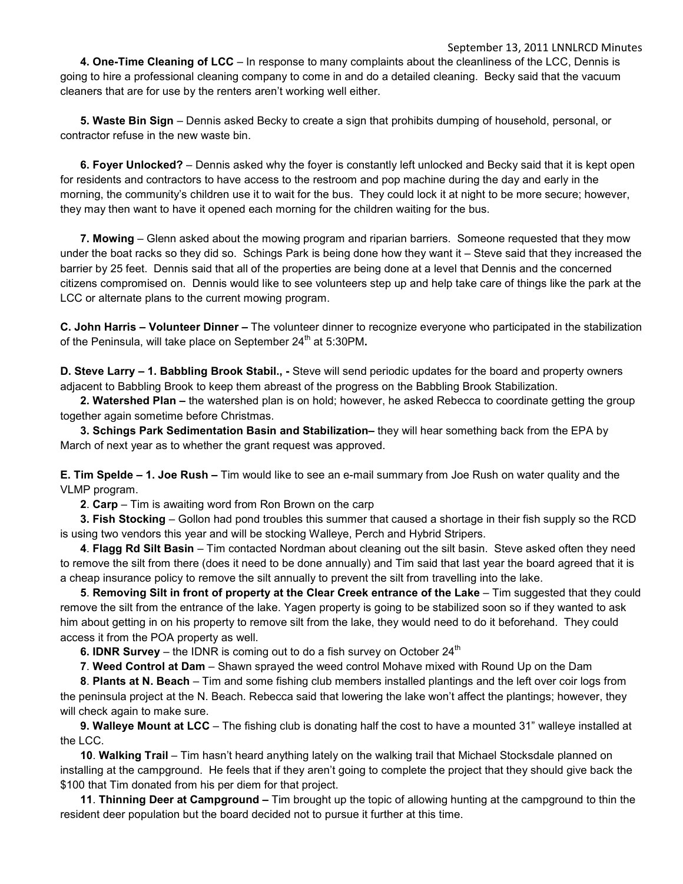**4. One-Time Cleaning of LCC** – In response to many complaints about the cleanliness of the LCC, Dennis is going to hire a professional cleaning company to come in and do a detailed cleaning. Becky said that the vacuum cleaners that are for use by the renters aren't working well either.

**5. Waste Bin Sign** – Dennis asked Becky to create a sign that prohibits dumping of household, personal, or contractor refuse in the new waste bin.

**6. Foyer Unlocked?** – Dennis asked why the foyer is constantly left unlocked and Becky said that it is kept open for residents and contractors to have access to the restroom and pop machine during the day and early in the morning, the community's children use it to wait for the bus. They could lock it at night to be more secure; however, they may then want to have it opened each morning for the children waiting for the bus.

**7. Mowing** – Glenn asked about the mowing program and riparian barriers. Someone requested that they mow under the boat racks so they did so. Schings Park is being done how they want it – Steve said that they increased the barrier by 25 feet. Dennis said that all of the properties are being done at a level that Dennis and the concerned citizens compromised on. Dennis would like to see volunteers step up and help take care of things like the park at the LCC or alternate plans to the current mowing program.

**C. John Harris – Volunteer Dinner –** The volunteer dinner to recognize everyone who participated in the stabilization of the Peninsula, will take place on September 24th at 5:30PM**.**

**D. Steve Larry – 1. Babbling Brook Stabil., -** Steve will send periodic updates for the board and property owners adjacent to Babbling Brook to keep them abreast of the progress on the Babbling Brook Stabilization.

**2. Watershed Plan –** the watershed plan is on hold; however, he asked Rebecca to coordinate getting the group together again sometime before Christmas.

**3. Schings Park Sedimentation Basin and Stabilization–** they will hear something back from the EPA by March of next year as to whether the grant request was approved.

**E. Tim Spelde – 1. Joe Rush –** Tim would like to see an e-mail summary from Joe Rush on water quality and the VLMP program.

**2**. **Carp** – Tim is awaiting word from Ron Brown on the carp

**3. Fish Stocking** – Gollon had pond troubles this summer that caused a shortage in their fish supply so the RCD is using two vendors this year and will be stocking Walleye, Perch and Hybrid Stripers.

**4**. **Flagg Rd Silt Basin** – Tim contacted Nordman about cleaning out the silt basin. Steve asked often they need to remove the silt from there (does it need to be done annually) and Tim said that last year the board agreed that it is a cheap insurance policy to remove the silt annually to prevent the silt from travelling into the lake.

**5**. **Removing Silt in front of property at the Clear Creek entrance of the Lake** – Tim suggested that they could remove the silt from the entrance of the lake. Yagen property is going to be stabilized soon so if they wanted to ask him about getting in on his property to remove silt from the lake, they would need to do it beforehand. They could access it from the POA property as well.

**6. IDNR Survey** – the IDNR is coming out to do a fish survey on October 24th

**7**. **Weed Control at Dam** – Shawn sprayed the weed control Mohave mixed with Round Up on the Dam

**8**. **Plants at N. Beach** – Tim and some fishing club members installed plantings and the left over coir logs from the peninsula project at the N. Beach. Rebecca said that lowering the lake won't affect the plantings; however, they will check again to make sure.

**9. Walleye Mount at LCC** – The fishing club is donating half the cost to have a mounted 31" walleye installed at the LCC.

**10**. **Walking Trail** – Tim hasn't heard anything lately on the walking trail that Michael Stocksdale planned on installing at the campground. He feels that if they aren't going to complete the project that they should give back the $100 that Tim donated from his per diem for that project.

**11**. **Thinning Deer at Campground –** Tim brought up the topic of allowing hunting at the campground to thin the resident deer population but the board decided not to pursue it further at this time.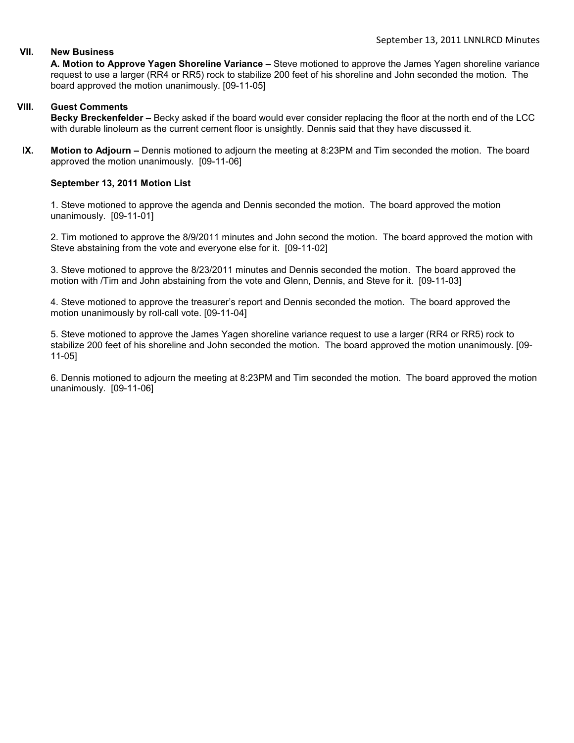## VII. New Business

**A. Motion to Approve Yagen Shoreline Variance –** Steve motioned to approve the James Yagen shoreline variance request to use a larger (RR4 or RR5) rock to stabilize 200 feet of his shoreline and John seconded the motion. The board approved the motion unanimously. [09-11-05]

## VIII. Guest Comments

**Becky Breckenfelder –** Becky asked if the board would ever consider replacing the floor at the north end of the LCC with durable linoleum as the current cement floor is unsightly. Dennis said that they have discussed it.

## IX. Motion to Adjourn –

Dennis motioned to adjourn the meeting at 8:23PM and Tim seconded the motion. The board approved the motion unanimously. [09-11-06]

**September 13, 2011 Motion List**

1. Steve motioned to approve the agenda and Dennis seconded the motion. The board approved the motion unanimously. [09-11-01]

2. Tim motioned to approve the 8/9/2011 minutes and John second the motion. The board approved the motion with Steve abstaining from the vote and everyone else for it. [09-11-02]

3. Steve motioned to approve the 8/23/2011 minutes and Dennis seconded the motion. The board approved the motion with /Tim and John abstaining from the vote and Glenn, Dennis, and Steve for it. [09-11-03]

4. Steve motioned to approve the treasurer's report and Dennis seconded the motion. The board approved the motion unanimously by roll-call vote. [09-11-04]

5. Steve motioned to approve the James Yagen shoreline variance request to use a larger (RR4 or RR5) rock to stabilize 200 feet of his shoreline and John seconded the motion. The board approved the motion unanimously. [09-11-05]

6. Dennis motioned to adjourn the meeting at 8:23PM and Tim seconded the motion. The board approved the motion unanimously. [09-11-06]